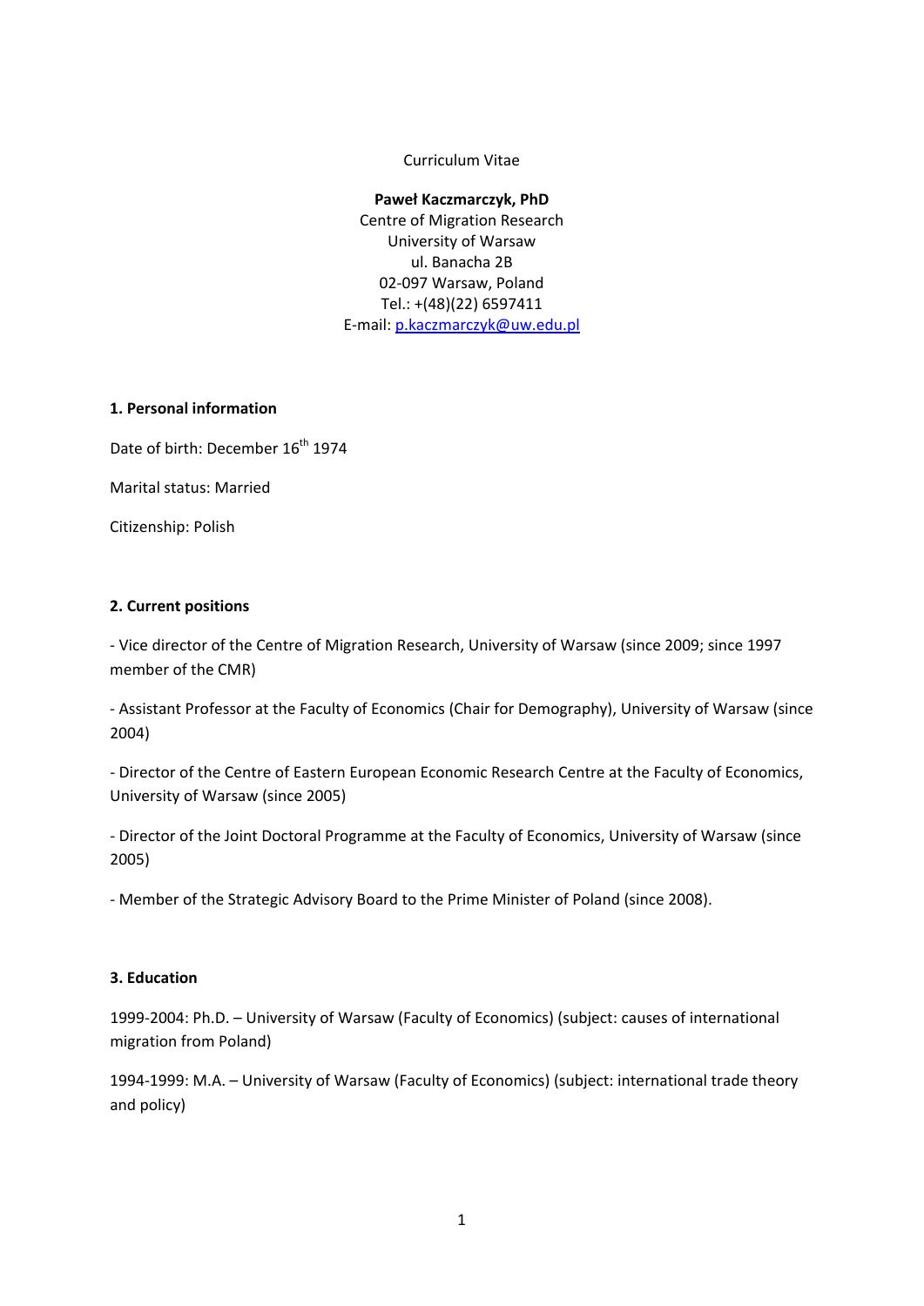Curriculum Vitae

**Paweł Kaczmarczyk, PhD**
Centre of Migration Research
University of Warsaw
ul. Banacha 2B
02-097 Warsaw, Poland
Tel.: +(48)(22) 6597411
E-mail: p.kaczmarczyk@uw.edu.pl

## 1. Personal information

Date of birth: December 16th 1974

Marital status: Married

Citizenship: Polish

## 2. Current positions

- Vice director of the Centre of Migration Research, University of Warsaw (since 2009; since 1997 member of the CMR)

- Assistant Professor at the Faculty of Economics (Chair for Demography), University of Warsaw (since 2004)

- Director of the Centre of Eastern European Economic Research Centre at the Faculty of Economics, University of Warsaw (since 2005)

- Director of the Joint Doctoral Programme at the Faculty of Economics, University of Warsaw (since 2005)

- Member of the Strategic Advisory Board to the Prime Minister of Poland (since 2008).

## 3. Education

1999-2004: Ph.D. – University of Warsaw (Faculty of Economics) (subject: causes of international migration from Poland)

1994-1999: M.A. – University of Warsaw (Faculty of Economics) (subject: international trade theory and policy)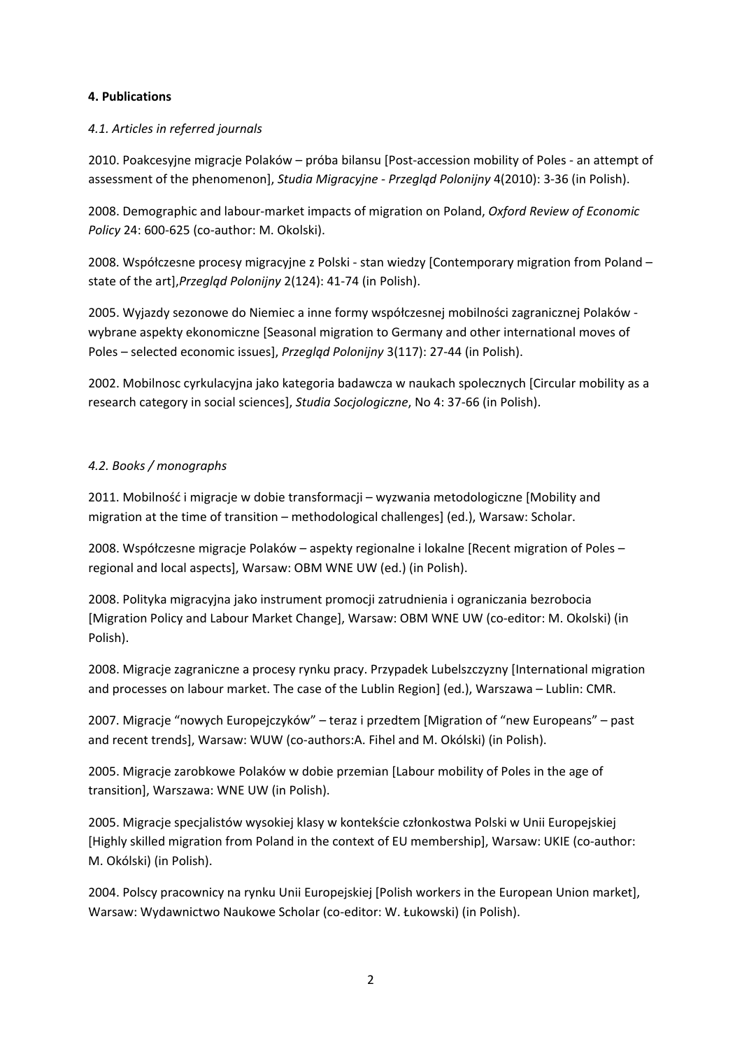**4. Publications**

*4.1. Articles in referred journals*

2010. Poakcesyjne migracje Polaków – próba bilansu [Post-accession mobility of Poles - an attempt of assessment of the phenomenon], *Studia Migracyjne - Przegląd Polonijny* 4(2010): 3-36 (in Polish).

2008. Demographic and labour-market impacts of migration on Poland, *Oxford Review of Economic Policy* 24: 600-625 (co-author: M. Okolski).

2008. Współczesne procesy migracyjne z Polski - stan wiedzy [Contemporary migration from Poland – state of the art],*Przegląd Polonijny* 2(124): 41-74 (in Polish).

2005. Wyjazdy sezonowe do Niemiec a inne formy współczesnej mobilności zagranicznej Polaków - wybrane aspekty ekonomiczne [Seasonal migration to Germany and other international moves of Poles – selected economic issues], *Przegląd Polonijny* 3(117): 27-44 (in Polish).

2002. Mobilnosc cyrkulacyjna jako kategoria badawcza w naukach spolecznych [Circular mobility as a research category in social sciences], *Studia Socjologiczne*, No 4: 37-66 (in Polish).

*4.2. Books / monographs*

2011. Mobilność i migracje w dobie transformacji – wyzwania metodologiczne [Mobility and migration at the time of transition – methodological challenges] (ed.), Warsaw: Scholar.

2008. Współczesne migracje Polaków – aspekty regionalne i lokalne [Recent migration of Poles – regional and local aspects], Warsaw: OBM WNE UW (ed.) (in Polish).

2008. Polityka migracyjna jako instrument promocji zatrudnienia i ograniczania bezrobocia [Migration Policy and Labour Market Change], Warsaw: OBM WNE UW (co-editor: M. Okolski) (in Polish).

2008. Migracje zagraniczne a procesy rynku pracy. Przypadek Lubelszczyzny [International migration and processes on labour market. The case of the Lublin Region] (ed.), Warszawa – Lublin: CMR.

2007. Migracje "nowych Europejczyków" – teraz i przedtem [Migration of "new Europeans" – past and recent trends], Warsaw: WUW (co-authors:A. Fihel and M. Okólski) (in Polish).

2005. Migracje zarobkowe Polaków w dobie przemian [Labour mobility of Poles in the age of transition], Warszawa: WNE UW (in Polish).

2005. Migracje specjalistów wysokiej klasy w kontekście członkostwa Polski w Unii Europejskiej [Highly skilled migration from Poland in the context of EU membership], Warsaw: UKIE (co-author: M. Okólski) (in Polish).

2004. Polscy pracownicy na rynku Unii Europejskiej [Polish workers in the European Union market], Warsaw: Wydawnictwo Naukowe Scholar (co-editor: W. Łukowski) (in Polish).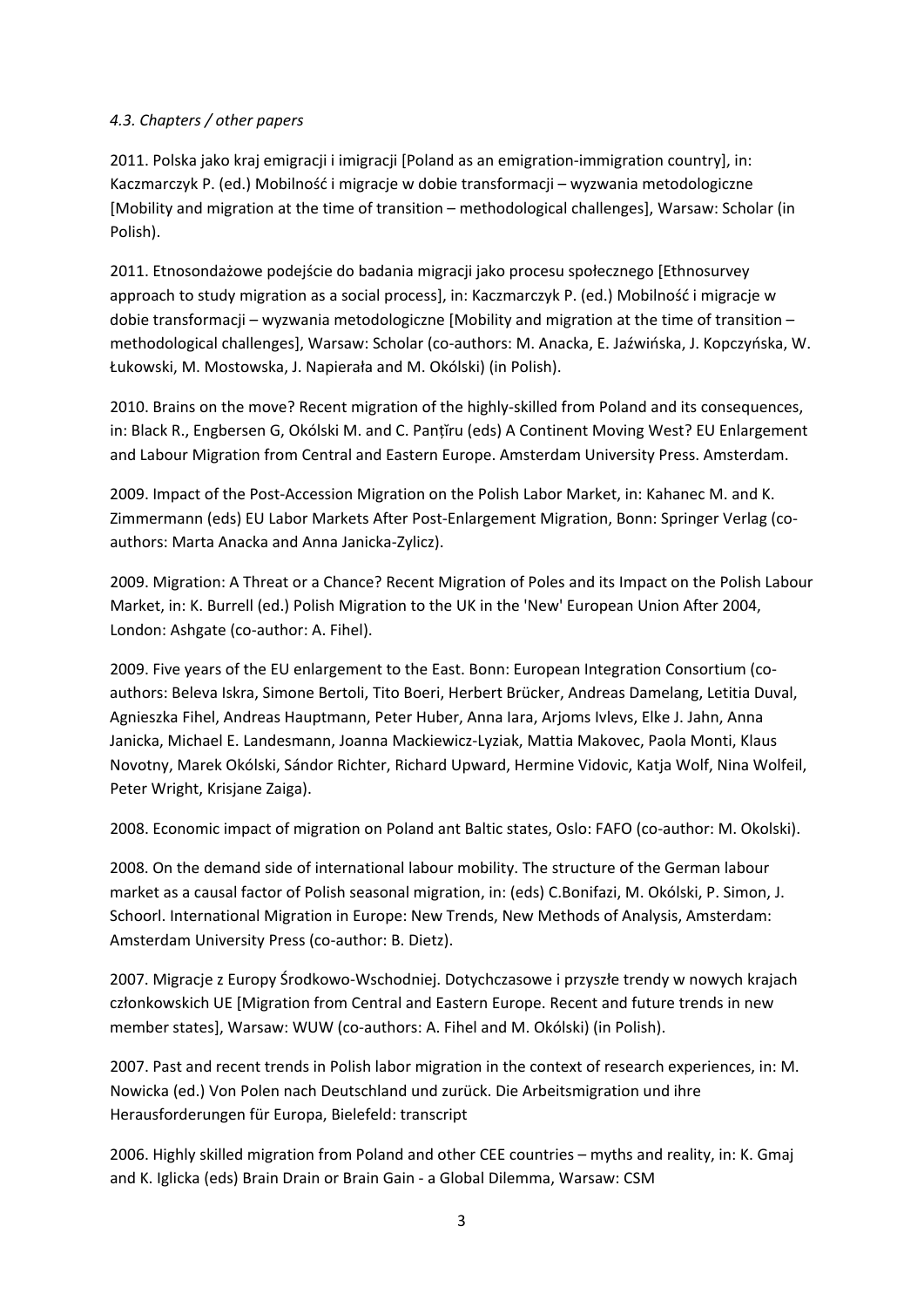*4.3. Chapters / other papers*

2011. Polska jako kraj emigracji i imigracji [Poland as an emigration-immigration country], in: Kaczmarczyk P. (ed.) Mobilność i migracje w dobie transformacji – wyzwania metodologiczne [Mobility and migration at the time of transition – methodological challenges], Warsaw: Scholar (in Polish).

2011. Etnosondażowe podejście do badania migracji jako procesu społecznego [Ethnosurvey approach to study migration as a social process], in: Kaczmarczyk P. (ed.) Mobilność i migracje w dobie transformacji – wyzwania metodologiczne [Mobility and migration at the time of transition – methodological challenges], Warsaw: Scholar (co-authors: M. Anacka, E. Jaźwińska, J. Kopczyńska, W. Łukowski, M. Mostowska, J. Napierała and M. Okólski) (in Polish).

2010. Brains on the move? Recent migration of the highly-skilled from Poland and its consequences, in: Black R., Engbersen G, Okólski M. and C. Panţîru (eds) A Continent Moving West? EU Enlargement and Labour Migration from Central and Eastern Europe. Amsterdam University Press. Amsterdam.

2009. Impact of the Post-Accession Migration on the Polish Labor Market, in: Kahanec M. and K. Zimmermann (eds) EU Labor Markets After Post-Enlargement Migration, Bonn: Springer Verlag (co-authors: Marta Anacka and Anna Janicka-Zylicz).

2009. Migration: A Threat or a Chance? Recent Migration of Poles and its Impact on the Polish Labour Market, in: K. Burrell (ed.) Polish Migration to the UK in the 'New' European Union After 2004, London: Ashgate (co-author: A. Fihel).

2009. Five years of the EU enlargement to the East. Bonn: European Integration Consortium (co-authors: Beleva Iskra, Simone Bertoli, Tito Boeri, Herbert Brücker, Andreas Damelang, Letitia Duval, Agnieszka Fihel, Andreas Hauptmann, Peter Huber, Anna Iara, Arjoms Ivlevs, Elke J. Jahn, Anna Janicka, Michael E. Landesmann, Joanna Mackiewicz-Lyziak, Mattia Makovec, Paola Monti, Klaus Novotny, Marek Okólski, Sándor Richter, Richard Upward, Hermine Vidovic, Katja Wolf, Nina Wolfeil, Peter Wright, Krisjane Zaiga).

2008. Economic impact of migration on Poland ant Baltic states, Oslo: FAFO (co-author: M. Okolski).

2008. On the demand side of international labour mobility. The structure of the German labour market as a causal factor of Polish seasonal migration, in: (eds) C.Bonifazi, M. Okólski, P. Simon, J. Schoorl. International Migration in Europe: New Trends, New Methods of Analysis, Amsterdam: Amsterdam University Press (co-author: B. Dietz).

2007. Migracje z Europy Środkowo-Wschodniej. Dotychczasowe i przyszłe trendy w nowych krajach członkowskich UE [Migration from Central and Eastern Europe. Recent and future trends in new member states], Warsaw: WUW (co-authors: A. Fihel and M. Okólski) (in Polish).

2007. Past and recent trends in Polish labor migration in the context of research experiences, in: M. Nowicka (ed.) Von Polen nach Deutschland und zurück. Die Arbeitsmigration und ihre Herausforderungen für Europa, Bielefeld: transcript

2006. Highly skilled migration from Poland and other CEE countries – myths and reality, in: K. Gmaj and K. Iglicka (eds) Brain Drain or Brain Gain - a Global Dilemma, Warsaw: CSM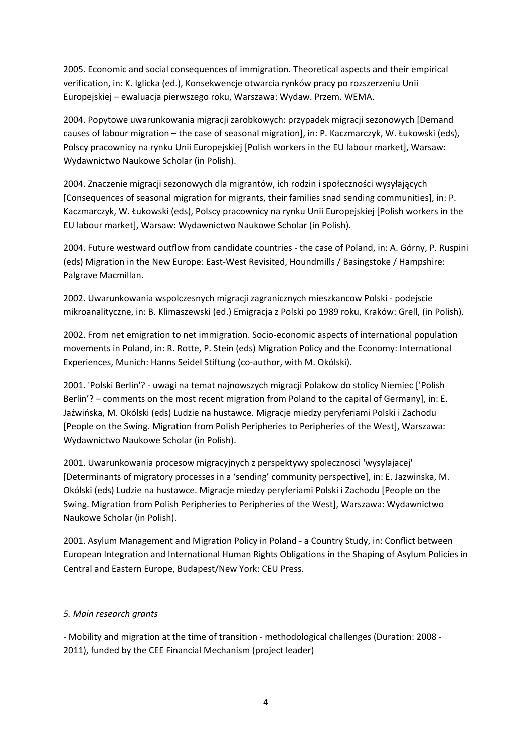2005. Economic and social consequences of immigration. Theoretical aspects and their empirical verification, in: K. Iglicka (ed.), Konsekwencje otwarcia rynków pracy po rozszerzeniu Unii Europejskiej – ewaluacja pierwszego roku, Warszawa: Wydaw. Przem. WEMA.

2004. Popytowe uwarunkowania migracji zarobkowych: przypadek migracji sezonowych [Demand causes of labour migration – the case of seasonal migration], in: P. Kaczmarczyk, W. Łukowski (eds), Polscy pracownicy na rynku Unii Europejskiej [Polish workers in the EU labour market], Warsaw: Wydawnictwo Naukowe Scholar (in Polish).

2004. Znaczenie migracji sezonowych dla migrantów, ich rodzin i społeczności wysyłających [Consequences of seasonal migration for migrants, their families snad sending communities], in: P. Kaczmarczyk, W. Łukowski (eds), Polscy pracownicy na rynku Unii Europejskiej [Polish workers in the EU labour market], Warsaw: Wydawnictwo Naukowe Scholar (in Polish).

2004. Future westward outflow from candidate countries - the case of Poland, in: A. Górny, P. Ruspini (eds) Migration in the New Europe: East-West Revisited, Houndmills / Basingstoke / Hampshire: Palgrave Macmillan.

2002. Uwarunkowania wspolczesnych migracji zagranicznych mieszkancow Polski - podejscie mikroanalityczne, in: B. Klimaszewski (ed.) Emigracja z Polski po 1989 roku, Kraków: Grell, (in Polish).

2002. From net emigration to net immigration. Socio-economic aspects of international population movements in Poland, in: R. Rotte, P. Stein (eds) Migration Policy and the Economy: International Experiences, Munich: Hanns Seidel Stiftung (co-author, with M. Okólski).

2001. 'Polski Berlin'? - uwagi na temat najnowszych migracji Polakow do stolicy Niemiec ['Polish Berlin'? – comments on the most recent migration from Poland to the capital of Germany], in: E. Jaźwińska, M. Okólski (eds) Ludzie na hustawce. Migracje miedzy peryferiami Polski i Zachodu [People on the Swing. Migration from Polish Peripheries to Peripheries of the West], Warszawa: Wydawnictwo Naukowe Scholar (in Polish).

2001. Uwarunkowania procesow migracyjnych z perspektywy spolecznosci 'wysylajacej' [Determinants of migratory processes in a 'sending' community perspective], in: E. Jazwinska, M. Okólski (eds) Ludzie na hustawce. Migracje miedzy peryferiami Polski i Zachodu [People on the Swing. Migration from Polish Peripheries to Peripheries of the West], Warszawa: Wydawnictwo Naukowe Scholar (in Polish).

2001. Asylum Management and Migration Policy in Poland - a Country Study, in: Conflict between European Integration and International Human Rights Obligations in the Shaping of Asylum Policies in Central and Eastern Europe, Budapest/New York: CEU Press.

*5. Main research grants*

- Mobility and migration at the time of transition - methodological challenges (Duration: 2008 - 2011), funded by the CEE Financial Mechanism (project leader)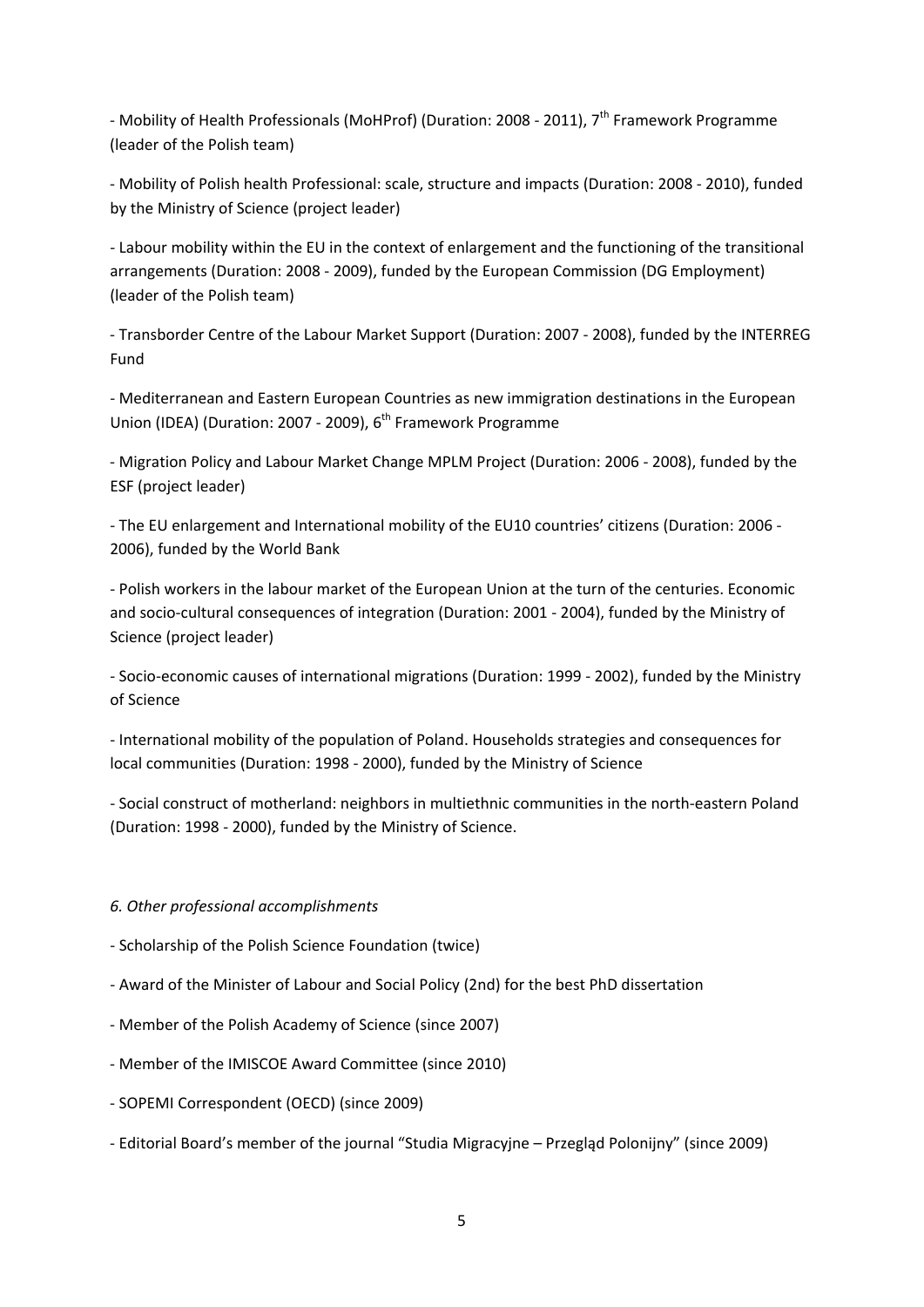- Mobility of Health Professionals (MoHProf) (Duration: 2008 - 2011), 7th Framework Programme (leader of the Polish team)

- Mobility of Polish health Professional: scale, structure and impacts (Duration: 2008 - 2010), funded by the Ministry of Science (project leader)

- Labour mobility within the EU in the context of enlargement and the functioning of the transitional arrangements (Duration: 2008 - 2009), funded by the European Commission (DG Employment) (leader of the Polish team)

- Transborder Centre of the Labour Market Support (Duration: 2007 - 2008), funded by the INTERREG Fund

- Mediterranean and Eastern European Countries as new immigration destinations in the European Union (IDEA) (Duration: 2007 - 2009), 6th Framework Programme

- Migration Policy and Labour Market Change MPLM Project (Duration: 2006 - 2008), funded by the ESF (project leader)

- The EU enlargement and International mobility of the EU10 countries' citizens (Duration: 2006 - 2006), funded by the World Bank

- Polish workers in the labour market of the European Union at the turn of the centuries. Economic and socio-cultural consequences of integration (Duration: 2001 - 2004), funded by the Ministry of Science (project leader)

- Socio-economic causes of international migrations (Duration: 1999 - 2002), funded by the Ministry of Science

- International mobility of the population of Poland. Households strategies and consequences for local communities (Duration: 1998 - 2000), funded by the Ministry of Science

- Social construct of motherland: neighbors in multiethnic communities in the north-eastern Poland (Duration: 1998 - 2000), funded by the Ministry of Science.

*6. Other professional accomplishments*

- Scholarship of the Polish Science Foundation (twice)

- Award of the Minister of Labour and Social Policy (2nd) for the best PhD dissertation

- Member of the Polish Academy of Science (since 2007)

- Member of the IMISCOE Award Committee (since 2010)

- SOPEMI Correspondent (OECD) (since 2009)

- Editorial Board's member of the journal "Studia Migracyjne – Przegląd Polonijny" (since 2009)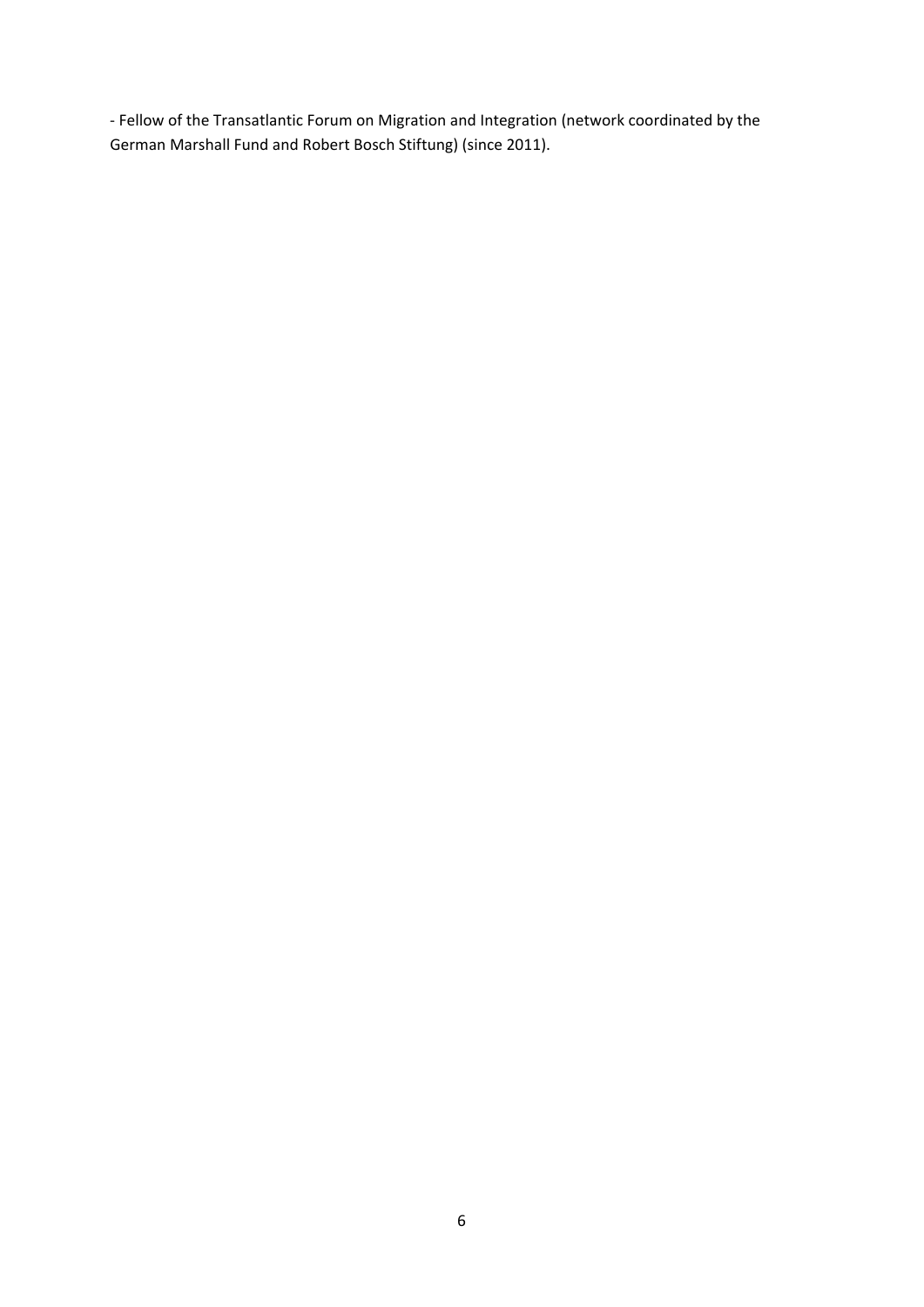- Fellow of the Transatlantic Forum on Migration and Integration (network coordinated by the German Marshall Fund and Robert Bosch Stiftung) (since 2011).